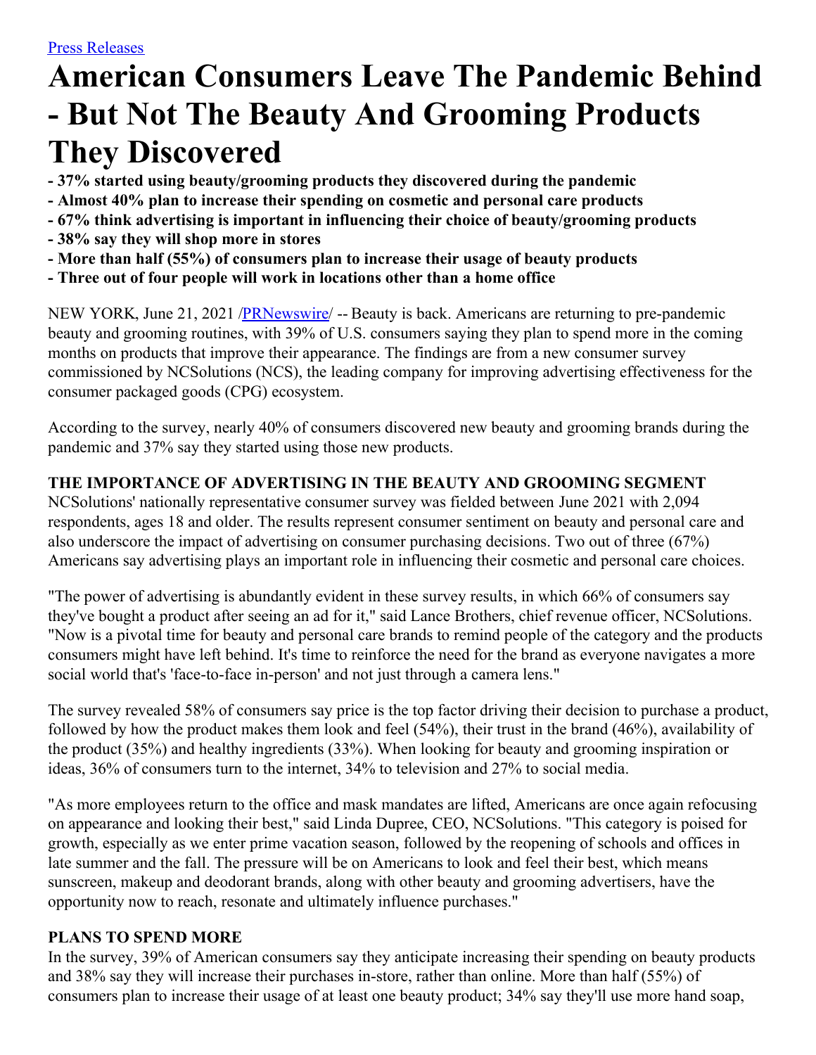[Press Releases](#)

# American Consumers Leave The Pandemic Behind - But Not The Beauty And Grooming Products They Discovered

**- 37% started using beauty/grooming products they discovered during the pandemic**
**- Almost 40% plan to increase their spending on cosmetic and personal care products**
**- 67% think advertising is important in influencing their choice of beauty/grooming products**
**- 38% say they will shop more in stores**
**- More than half (55%) of consumers plan to increase their usage of beauty products**
**- Three out of four people will work in locations other than a home office**

NEW YORK, June 21, 2021 /[PRNewswire](#)/ -- Beauty is back. Americans are returning to pre-pandemic beauty and grooming routines, with 39% of U.S. consumers saying they plan to spend more in the coming months on products that improve their appearance. The findings are from a new consumer survey commissioned by NCSolutions (NCS), the leading company for improving advertising effectiveness for the consumer packaged goods (CPG) ecosystem.

According to the survey, nearly 40% of consumers discovered new beauty and grooming brands during the pandemic and 37% say they started using those new products.

**THE IMPORTANCE OF ADVERTISING IN THE BEAUTY AND GROOMING SEGMENT**

NCSolutions' nationally representative consumer survey was fielded between June 2021 with 2,094 respondents, ages 18 and older. The results represent consumer sentiment on beauty and personal care and also underscore the impact of advertising on consumer purchasing decisions. Two out of three (67%) Americans say advertising plays an important role in influencing their cosmetic and personal care choices.

"The power of advertising is abundantly evident in these survey results, in which 66% of consumers say they've bought a product after seeing an ad for it," said Lance Brothers, chief revenue officer, NCSolutions. "Now is a pivotal time for beauty and personal care brands to remind people of the category and the products consumers might have left behind. It's time to reinforce the need for the brand as everyone navigates a more social world that's 'face-to-face in-person' and not just through a camera lens."

The survey revealed 58% of consumers say price is the top factor driving their decision to purchase a product, followed by how the product makes them look and feel (54%), their trust in the brand (46%), availability of the product (35%) and healthy ingredients (33%). When looking for beauty and grooming inspiration or ideas, 36% of consumers turn to the internet, 34% to television and 27% to social media.

"As more employees return to the office and mask mandates are lifted, Americans are once again refocusing on appearance and looking their best," said Linda Dupree, CEO, NCSolutions. "This category is poised for growth, especially as we enter prime vacation season, followed by the reopening of schools and offices in late summer and the fall. The pressure will be on Americans to look and feel their best, which means sunscreen, makeup and deodorant brands, along with other beauty and grooming advertisers, have the opportunity now to reach, resonate and ultimately influence purchases."

**PLANS TO SPEND MORE**

In the survey, 39% of American consumers say they anticipate increasing their spending on beauty products and 38% say they will increase their purchases in-store, rather than online. More than half (55%) of consumers plan to increase their usage of at least one beauty product; 34% say they'll use more hand soap,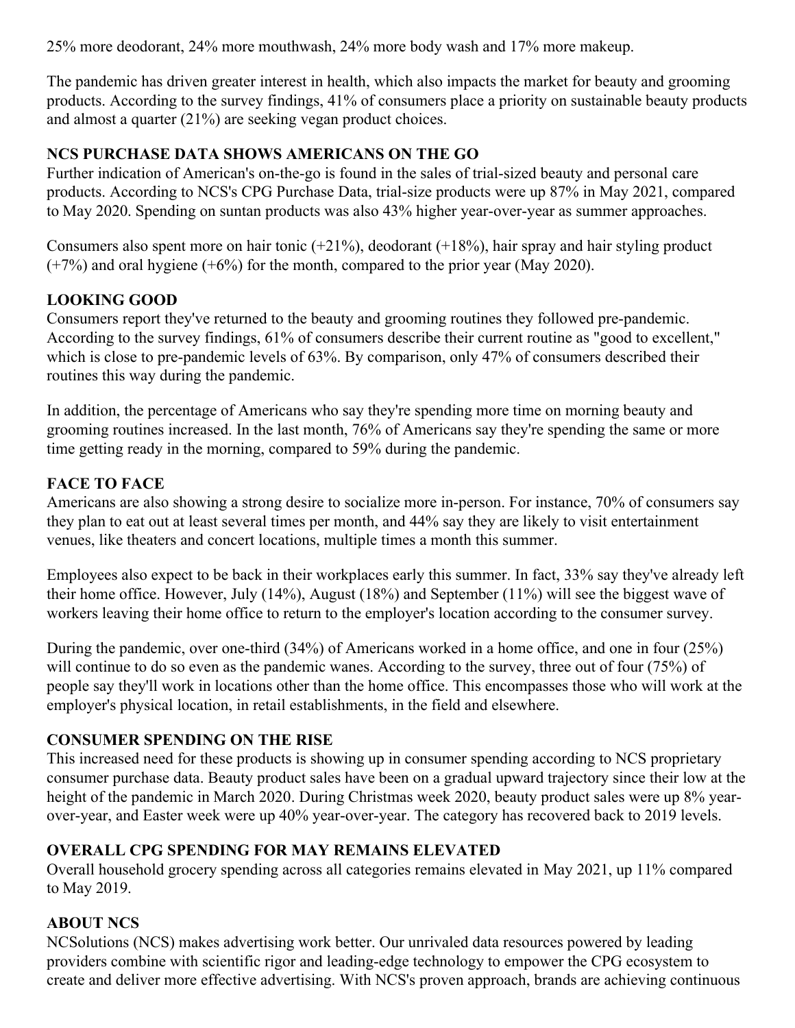25% more deodorant, 24% more mouthwash, 24% more body wash and 17% more makeup.

The pandemic has driven greater interest in health, which also impacts the market for beauty and grooming products. According to the survey findings, 41% of consumers place a priority on sustainable beauty products and almost a quarter (21%) are seeking vegan product choices.

**NCS PURCHASE DATA SHOWS AMERICANS ON THE GO**

Further indication of American's on-the-go is found in the sales of trial-sized beauty and personal care products. According to NCS's CPG Purchase Data, trial-size products were up 87% in May 2021, compared to May 2020. Spending on suntan products was also 43% higher year-over-year as summer approaches.

Consumers also spent more on hair tonic (+21%), deodorant (+18%), hair spray and hair styling product (+7%) and oral hygiene (+6%) for the month, compared to the prior year (May 2020).

**LOOKING GOOD**

Consumers report they've returned to the beauty and grooming routines they followed pre-pandemic. According to the survey findings, 61% of consumers describe their current routine as "good to excellent," which is close to pre-pandemic levels of 63%. By comparison, only 47% of consumers described their routines this way during the pandemic.

In addition, the percentage of Americans who say they're spending more time on morning beauty and grooming routines increased. In the last month, 76% of Americans say they're spending the same or more time getting ready in the morning, compared to 59% during the pandemic.

**FACE TO FACE**

Americans are also showing a strong desire to socialize more in-person. For instance, 70% of consumers say they plan to eat out at least several times per month, and 44% say they are likely to visit entertainment venues, like theaters and concert locations, multiple times a month this summer.

Employees also expect to be back in their workplaces early this summer. In fact, 33% say they've already left their home office. However, July (14%), August (18%) and September (11%) will see the biggest wave of workers leaving their home office to return to the employer's location according to the consumer survey.

During the pandemic, over one-third (34%) of Americans worked in a home office, and one in four (25%) will continue to do so even as the pandemic wanes. According to the survey, three out of four (75%) of people say they'll work in locations other than the home office. This encompasses those who will work at the employer's physical location, in retail establishments, in the field and elsewhere.

**CONSUMER SPENDING ON THE RISE**

This increased need for these products is showing up in consumer spending according to NCS proprietary consumer purchase data. Beauty product sales have been on a gradual upward trajectory since their low at the height of the pandemic in March 2020. During Christmas week 2020, beauty product sales were up 8% year-over-year, and Easter week were up 40% year-over-year. The category has recovered back to 2019 levels.

**OVERALL CPG SPENDING FOR MAY REMAINS ELEVATED**

Overall household grocery spending across all categories remains elevated in May 2021, up 11% compared to May 2019.

**ABOUT NCS**

NCSolutions (NCS) makes advertising work better. Our unrivaled data resources powered by leading providers combine with scientific rigor and leading-edge technology to empower the CPG ecosystem to create and deliver more effective advertising. With NCS's proven approach, brands are achieving continuous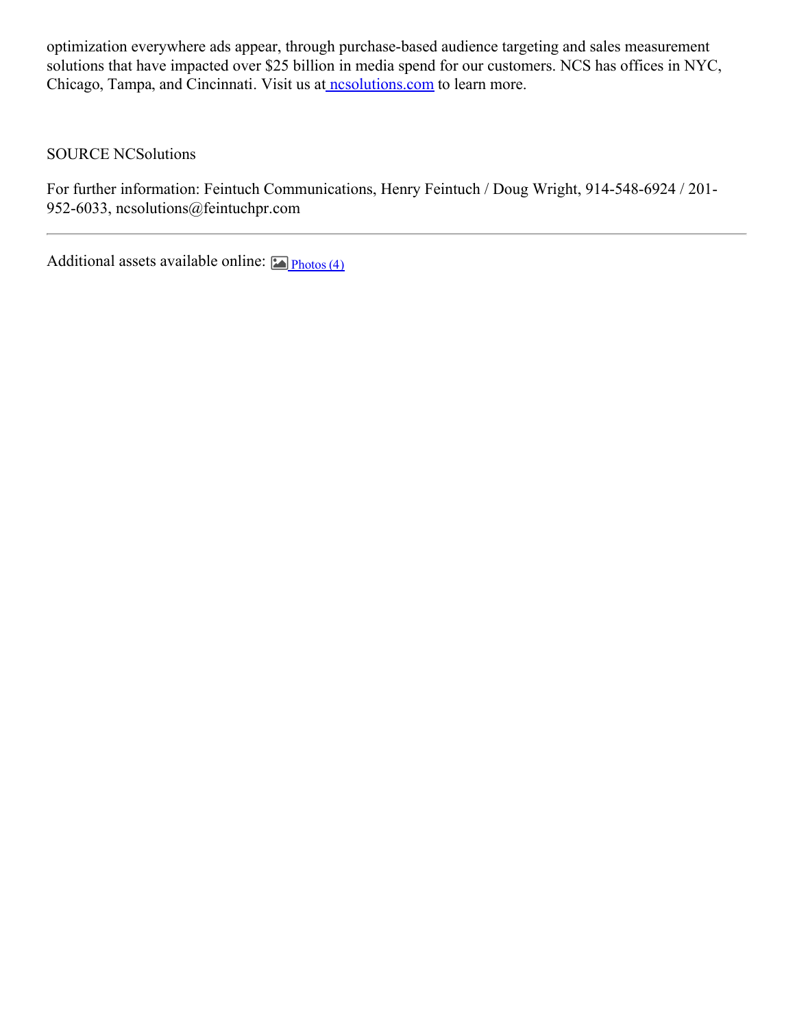optimization everywhere ads appear, through purchase-based audience targeting and sales measurement solutions that have impacted over $25 billion in media spend for our customers. NCS has offices in NYC, Chicago, Tampa, and Cincinnati. Visit us at [ncsolutions.com](ncsolutions.com) to learn more.

SOURCE NCSolutions

For further information: Feintuch Communications, Henry Feintuch / Doug Wright, 914-548-6924 / 201-952-6033, ncsolutions@feintuchpr.com

---

Additional assets available online: Photos (4)